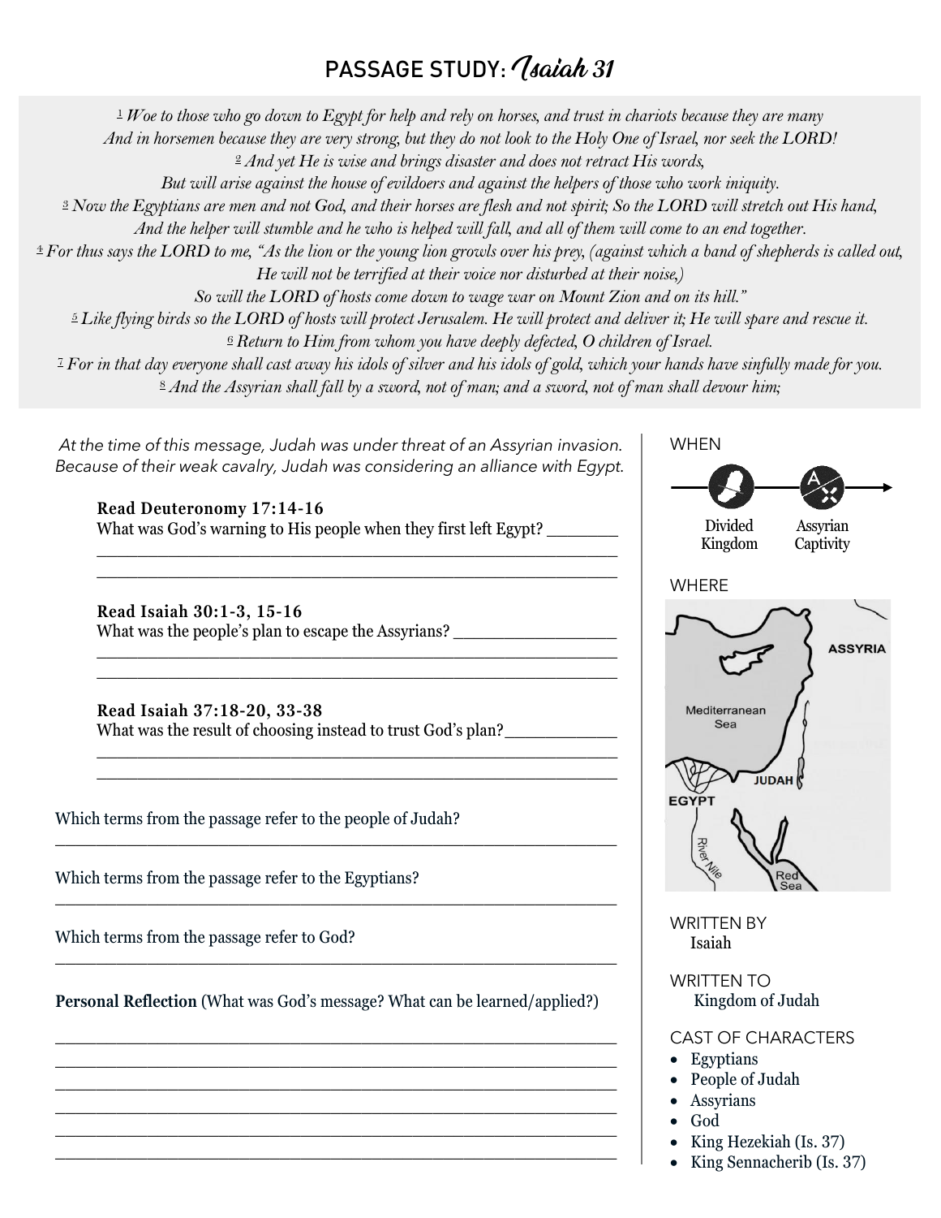# PASSAGE STUDY: *Isaiah 31*

*[1] Woe to those who go down to Egypt for help and rely on horses, and trust in chariots because they are many*
*And in horsemen because they are very strong, but they do not look to the Holy One of Israel, nor seek the LORD!*
*[2] And yet He is wise and brings disaster and does not retract His words,*
*But will arise against the house of evildoers and against the helpers of those who work iniquity.*
*[3] Now the Egyptians are men and not God, and their horses are flesh and not spirit; So the LORD will stretch out His hand,*
*And the helper will stumble and he who is helped will fall, and all of them will come to an end together.*
*[4] For thus says the LORD to me, "As the lion or the young lion growls over his prey, (against which a band of shepherds is called out,*
*He will not be terrified at their voice nor disturbed at their noise,)*
*So will the LORD of hosts come down to wage war on Mount Zion and on its hill."*
*[5] Like flying birds so the LORD of hosts will protect Jerusalem. He will protect and deliver it; He will spare and rescue it.*
*[6] Return to Him from whom you have deeply defected, O children of Israel.*
*[7] For in that day everyone shall cast away his idols of silver and his idols of gold, which your hands have sinfully made for you.*
*[8] And the Assyrian shall fall by a sword, not of man; and a sword, not of man shall devour him;*

*At the time of this message, Judah was under threat of an Assyrian invasion. Because of their weak cavalry, Judah was considering an alliance with Egypt.*

**Read Deuteronomy 17:14-16**
What was God's warning to His people when they first left Egypt? ________
____________________________________________________________
____________________________________________________________

**Read Isaiah 30:1-3, 15-16**
What was the people's plan to escape the Assyrians? __________________
____________________________________________________________
____________________________________________________________

**Read Isaiah 37:18-20, 33-38**
What was the result of choosing instead to trust God's plan?____________
____________________________________________________________
____________________________________________________________

Which terms from the passage refer to the people of Judah?
____________________________________________________________

Which terms from the passage refer to the Egyptians?
____________________________________________________________

Which terms from the passage refer to God?
____________________________________________________________

**Personal Reflection** (What was God's message? What can be learned/applied?)

____________________________________________________________
____________________________________________________________
____________________________________________________________
____________________________________________________________
____________________________________________________________
____________________________________________________________

WHEN

Divided Kingdom → Assyrian Captivity

WHERE

ASSYRIA
Mediterranean Sea
JUDAH
EGYPT
River Nile
Red Sea

WRITTEN BY
Isaiah

WRITTEN TO
Kingdom of Judah

CAST OF CHARACTERS
- Egyptians
- People of Judah
- Assyrians
- God
- King Hezekiah (Is. 37)
- King Sennacherib (Is. 37)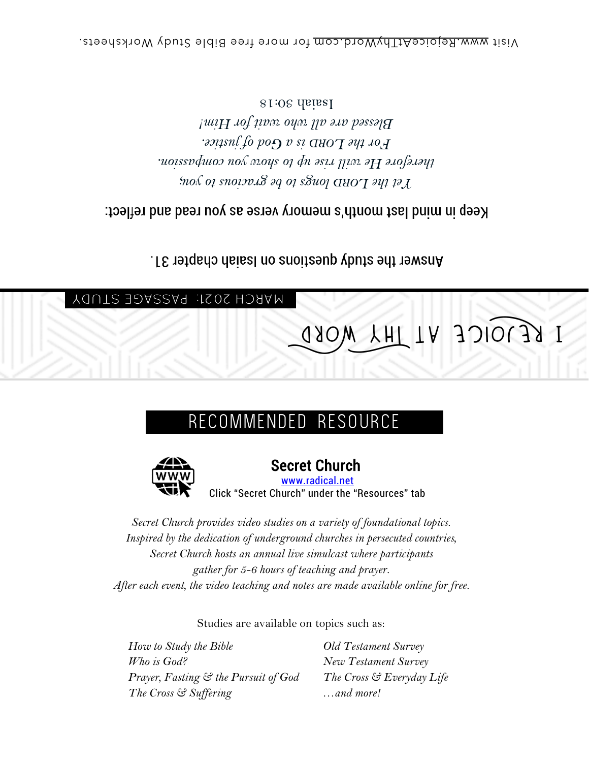Visit www.RejoiceAtThyWord.com for more free Bible Study Worksheets.

*Yet the LORD longs to be gracious to you;*
*therefore He will rise up to show you compassion.*
*For the LORD is a God of justice.*
*Blessed are all who wait for Him!*
Isaiah 30:18

Keep in mind last month's memory verse as you read and reflect:

Answer the study questions on Isaiah chapter 31.

MARCH 2021: PASSAGE STUDY

I REJOICE AT THY WORD

## RECOMMENDED RESOURCE

**Secret Church**
www.radical.net
Click "Secret Church" under the "Resources" tab

*Secret Church provides video studies on a variety of foundational topics. Inspired by the dedication of underground churches in persecuted countries, Secret Church hosts an annual live simulcast where participants gather for 5-6 hours of teaching and prayer. After each event, the video teaching and notes are made available online for free.*

Studies are available on topics such as:

*How to Study the Bible*
*Who is God?*
*Prayer, Fasting & the Pursuit of God*
*The Cross & Suffering*
*Old Testament Survey*
*New Testament Survey*
*The Cross & Everyday Life*
*…and more!*